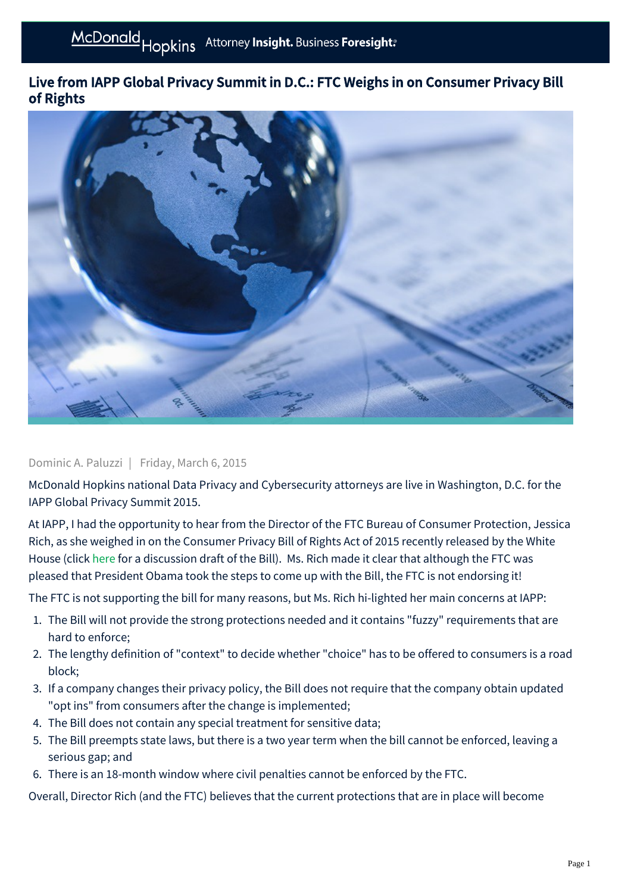# Live from IAPP Global Privacy Summit in D.C.: FTC Weighs in on Consumer Privacy Bill of Rights

Dominic A. Paluzzi | Friday, March 6, 2015

McDonald Hopkins national Data Privacy and Cybersecurity attorneys are live in Washington, D.C. for the IAPP Global Privacy Summit 2015.

At IAPP, I had the opportunity to hear from the Director of the FTC Bureau of Consumer Protection, Jessica Rich, as she weighed in on the Consumer Privacy Bill of Rights Act of 2015 recently released by the White House (click here for a discussion draft of the Bill). Ms. Rich made it clear that although the FTC was pleased that President Obama took the steps to come up with the Bill, the FTC is not endorsing it!

The FTC is not supporting the bill for many reasons, but Ms. Rich hi-lighted her main concerns at IAPP:

1. The Bill will not provide the strong protections needed and it contains "fuzzy" requirements that are hard to enforce;
2. The lengthy definition of "context" to decide whether "choice" has to be offered to consumers is a road block;
3. If a company changes their privacy policy, the Bill does not require that the company obtain updated "opt ins" from consumers after the change is implemented;
4. The Bill does not contain any special treatment for sensitive data;
5. The Bill preempts state laws, but there is a two year term when the bill cannot be enforced, leaving a serious gap; and
6. There is an 18-month window where civil penalties cannot be enforced by the FTC.

Overall, Director Rich (and the FTC) believes that the current protections that are in place will become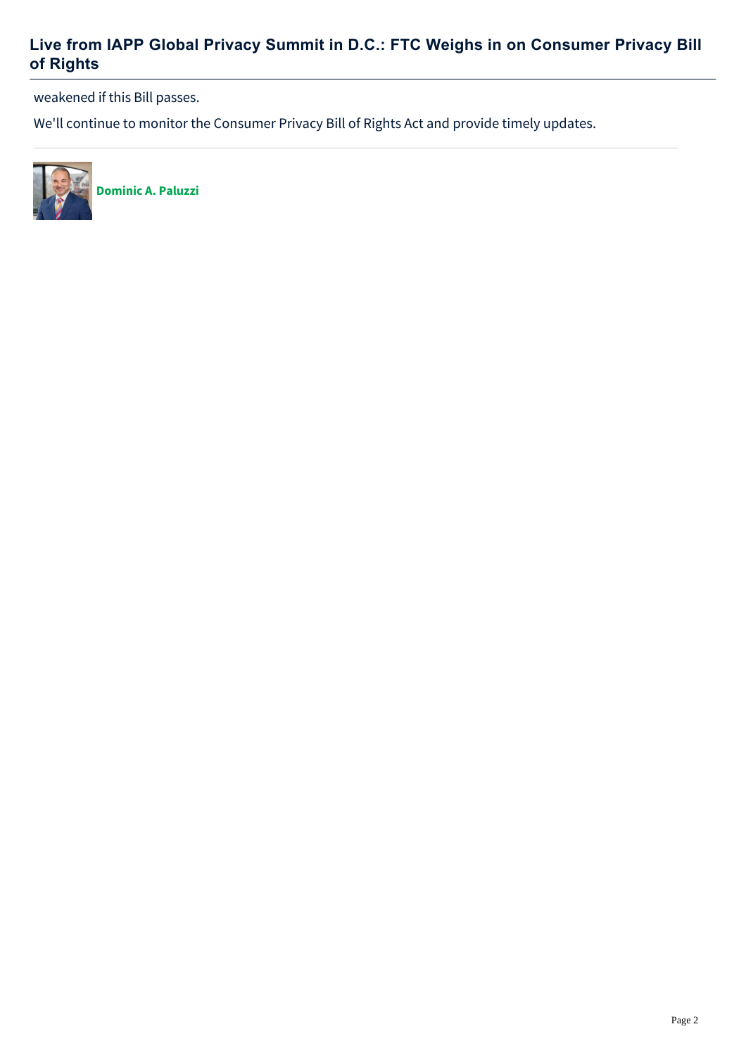weakened if this Bill passes.

We'll continue to monitor the Consumer Privacy Bill of Rights Act and provide timely updates.

---

**Dominic A. Paluzzi**